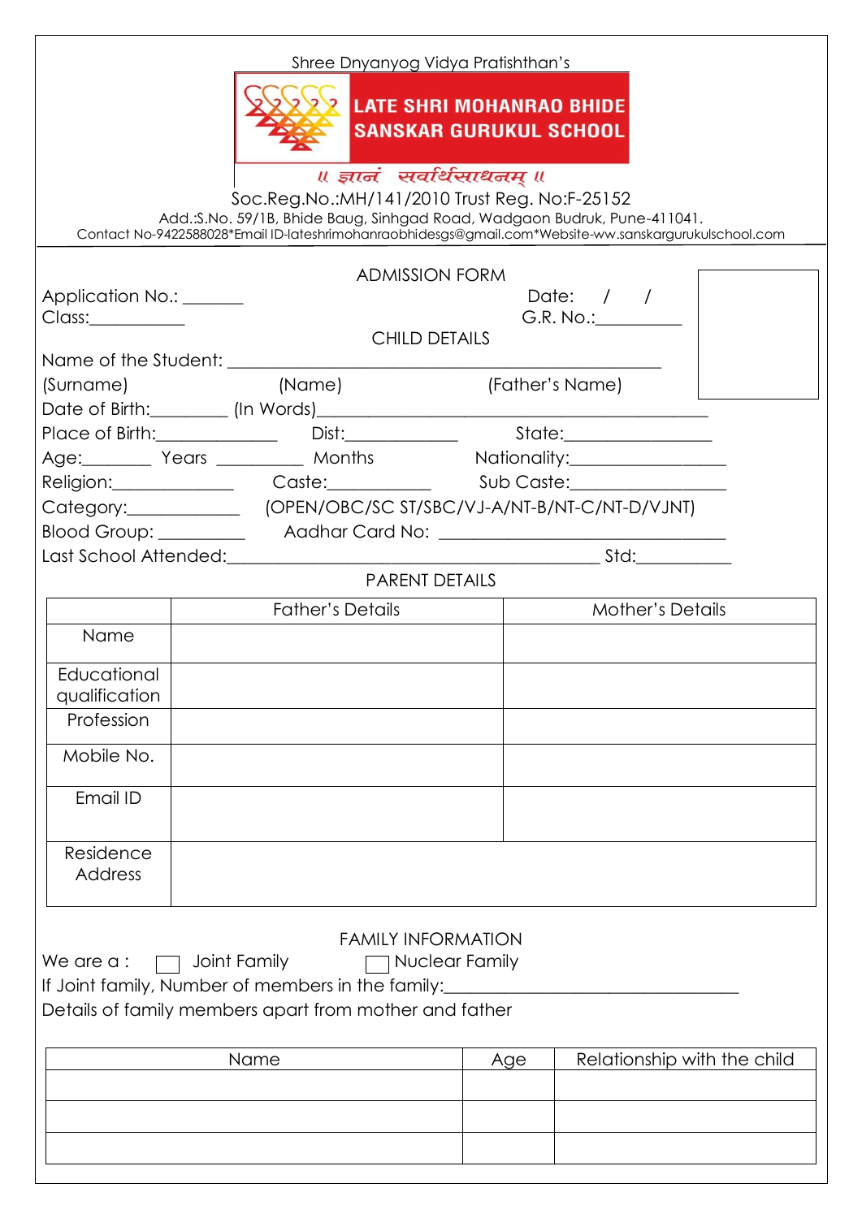Shree Dnyanyog Vidya Pratishthan's

# LATE SHRI MOHANRAO BHIDE SANSKAR GURUKUL SCHOOL

॥ ज्ञानं सर्वार्थसाधनम् ॥

Soc.Reg.No.:MH/141/2010 Trust Reg. No:F-25152

Add.:S.No. 59/1B, Bhide Baug, Sinhgad Road, Wadgaon Budruk, Pune-411041.

Contact No-9422588028*Email ID-lateshrimohanraobhidesgs@gmail.com*Website-ww.sanskargurukulschool.com

## ADMISSION FORM

Application No.: _______ Date: / /

Class:___________ G.R. No.:__________

### CHILD DETAILS

Name of the Student: ________________________________________________

(Surname) (Name) (Father's Name)

Date of Birth:_________ (In Words)____________________________________________

Place of Birth:______________ Dist:_____________ State:________________

Age:________ Years __________ Months Nationality:_________________

Religion:______________ Caste:____________ Sub Caste:_________________

Category:_____________ (OPEN/OBC/SC ST/SBC/VJ-A/NT-B/NT-C/NT-D/VJNT)

Blood Group: __________ Aadhar Card No: _________________________________

Last School Attended:__________________________________________ Std:___________

### PARENT DETAILS

| | Father's Details | Mother's Details |
|---|---|---|
| Name | | |
| Educational qualification | | |
| Profession | | |
| Mobile No. | | |
| Email ID | | |
| Residence Address | | |

### FAMILY INFORMATION

We are a : ☐ Joint Family ☐ Nuclear Family

If Joint family, Number of members in the family:__________________________________

Details of family members apart from mother and father

| Name | Age | Relationship with the child |
|---|---|---|
| | | |
| | | |
| | | |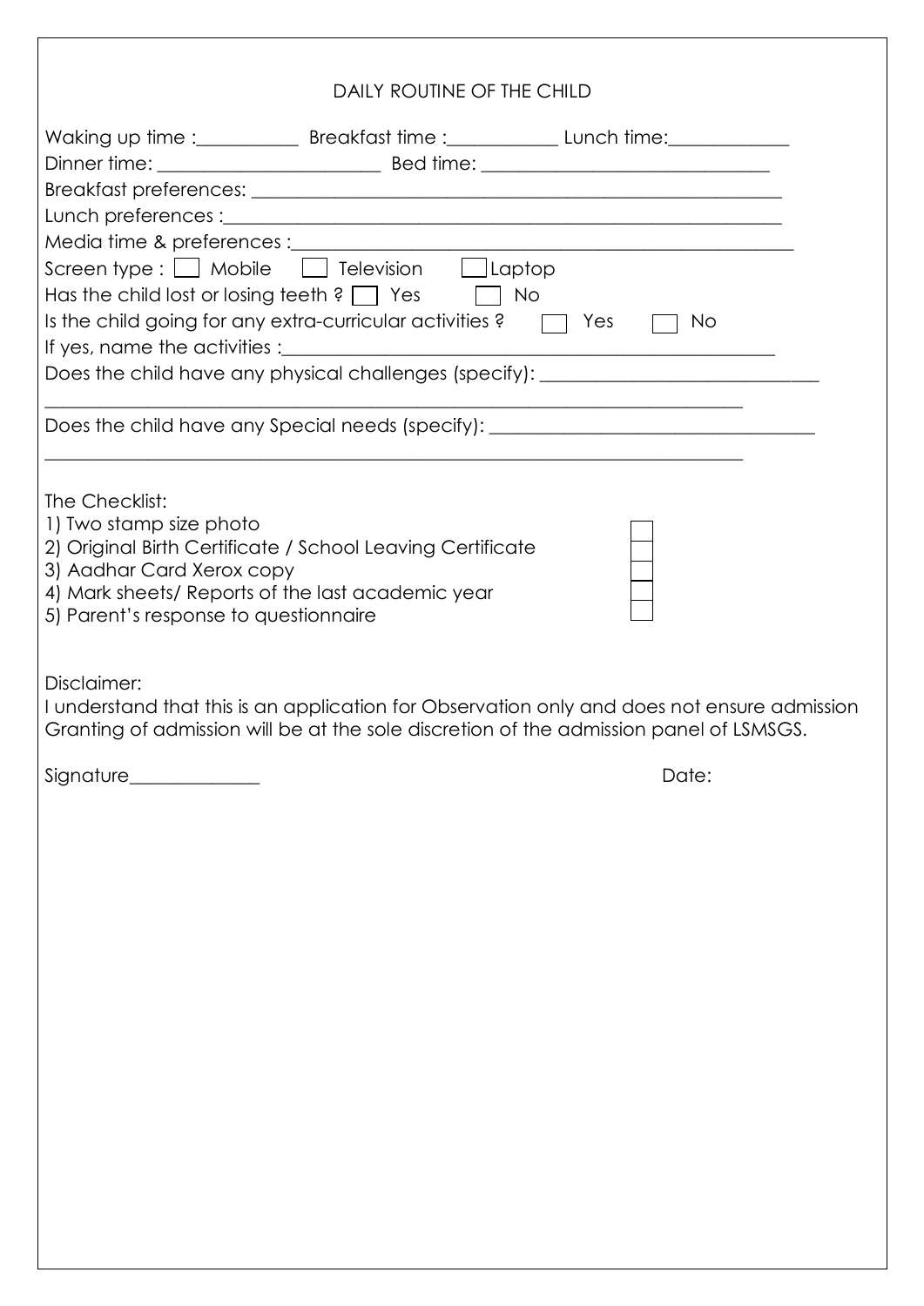## DAILY ROUTINE OF THE CHILD

Waking up time :__________ Breakfast time :___________ Lunch time:____________

Dinner time: ______________________ Bed time: ______________________________

Breakfast preferences: ________________________________________________________

Lunch preferences :___________________________________________________________

Media time & preferences :_____________________________________________________

Screen type : ☐ Mobile ☐ Television ☐ Laptop

Has the child lost or losing teeth ? ☐ Yes ☐ No

Is the child going for any extra-curricular activities ? ☐ Yes ☐ No

If yes, name the activities :_____________________________________________________

Does the child have any physical challenges (specify): _____________________________

______________________________________________________________________________

Does the child have any Special needs (specify): _________________________________

______________________________________________________________________________

The Checklist:

1) Two stamp size photo ☐
2) Original Birth Certificate / School Leaving Certificate ☐
3) Aadhar Card Xerox copy ☐
4) Mark sheets/ Reports of the last academic year ☐
5) Parent's response to questionnaire ☐

Disclaimer:

I understand that this is an application for Observation only and does not ensure admission Granting of admission will be at the sole discretion of the admission panel of LSMSGS.

Signature_____________ Date: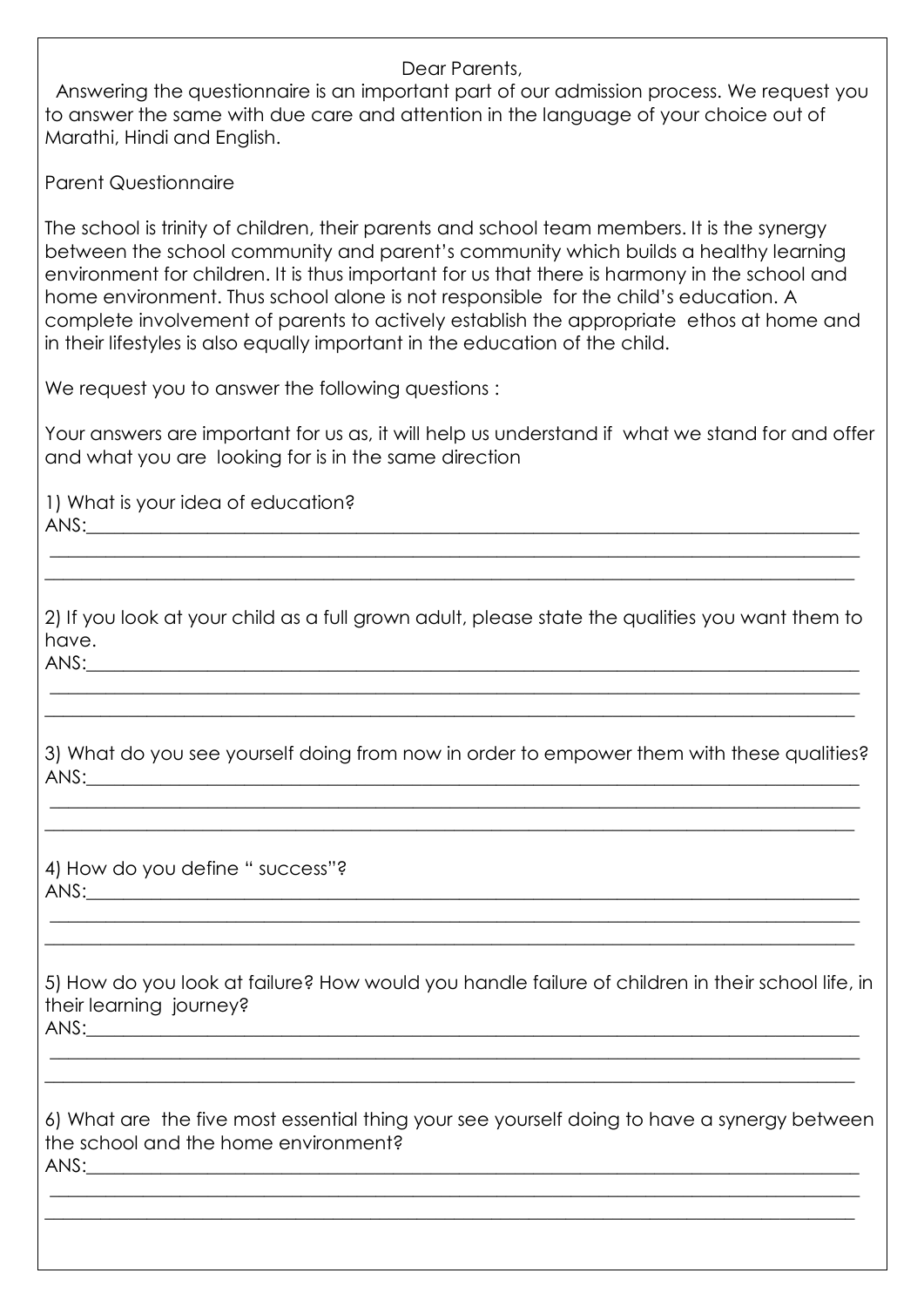Dear Parents,

Answering the questionnaire is an important part of our admission process. We request you to answer the same with due care and attention in the language of your choice out of Marathi, Hindi and English.

Parent Questionnaire

The school is trinity of children, their parents and school team members. It is the synergy between the school community and parent's community which builds a healthy learning environment for children. It is thus important for us that there is harmony in the school and home environment. Thus school alone is not responsible for the child's education. A complete involvement of parents to actively establish the appropriate ethos at home and in their lifestyles is also equally important in the education of the child.

We request you to answer the following questions :

Your answers are important for us as, it will help us understand if what we stand for and offer and what you are looking for is in the same direction

1) What is your idea of education?

ANS:________________________________________________________________________

____________________________________________________________________________

____________________________________________________________________________

2) If you look at your child as a full grown adult, please state the qualities you want them to have.

ANS:________________________________________________________________________

____________________________________________________________________________

____________________________________________________________________________

3) What do you see yourself doing from now in order to empower them with these qualities?

ANS:________________________________________________________________________

____________________________________________________________________________

____________________________________________________________________________

4) How do you define " success"?

ANS:________________________________________________________________________

____________________________________________________________________________

____________________________________________________________________________

5) How do you look at failure? How would you handle failure of children in their school life, in their learning journey?

ANS:________________________________________________________________________

____________________________________________________________________________

____________________________________________________________________________

6) What are the five most essential thing your see yourself doing to have a synergy between the school and the home environment?

ANS:________________________________________________________________________

____________________________________________________________________________

____________________________________________________________________________